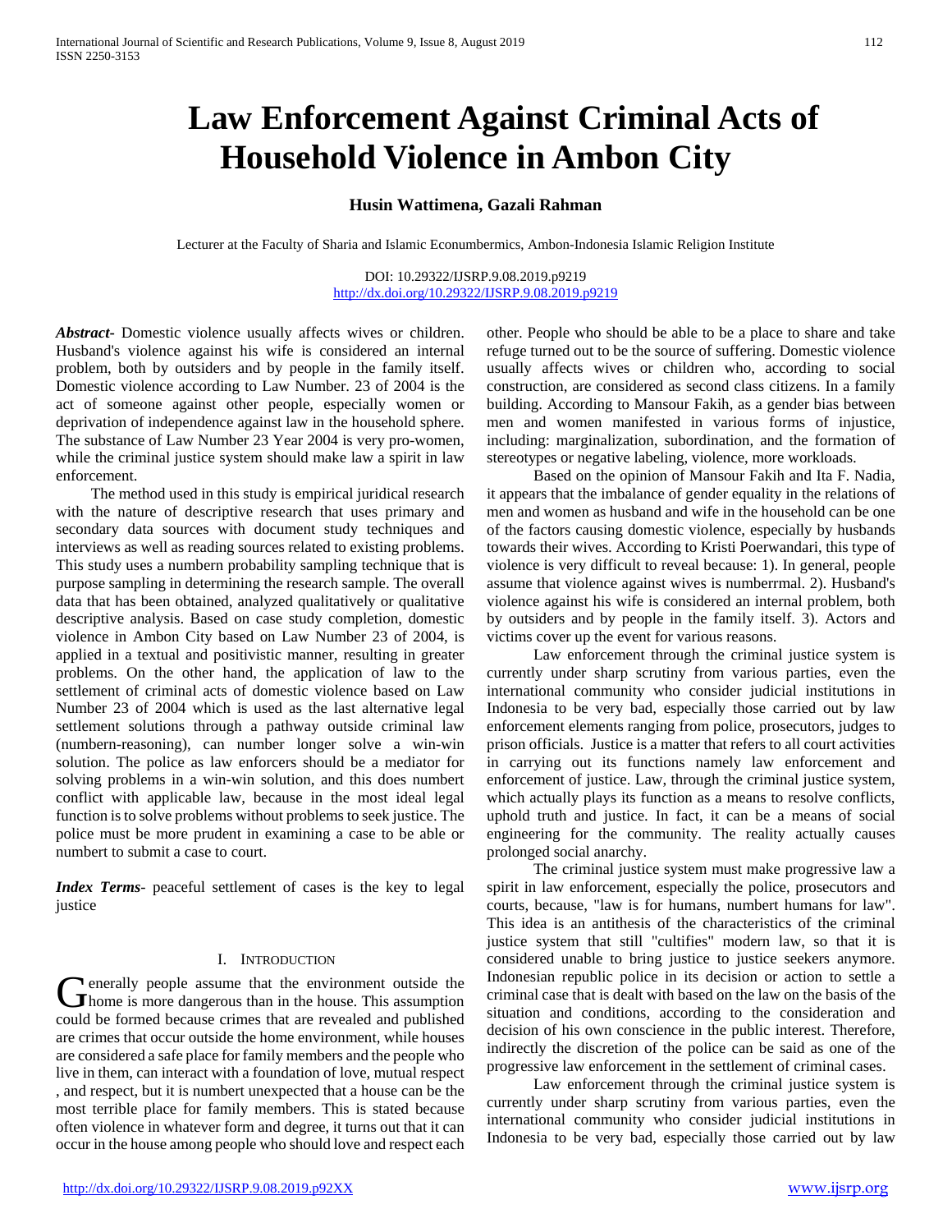# Law Enforcement Against Criminal Acts of Household Violence in Ambon City

**Husin Wattimena, Gazali Rahman**

Lecturer at the Faculty of Sharia and Islamic Econumbermics, Ambon-Indonesia Islamic Religion Institute

DOI: 10.29322/IJSRP.9.08.2019.p9219
http://dx.doi.org/10.29322/IJSRP.9.08.2019.p9219

***Abstract***- Domestic violence usually affects wives or children. Husband's violence against his wife is considered an internal problem, both by outsiders and by people in the family itself. Domestic violence according to Law Number. 23 of 2004 is the act of someone against other people, especially women or deprivation of independence against law in the household sphere. The substance of Law Number 23 Year 2004 is very pro-women, while the criminal justice system should make law a spirit in law enforcement.

The method used in this study is empirical juridical research with the nature of descriptive research that uses primary and secondary data sources with document study techniques and interviews as well as reading sources related to existing problems. This study uses a numbern probability sampling technique that is purpose sampling in determining the research sample. The overall data that has been obtained, analyzed qualitatively or qualitative descriptive analysis. Based on case study completion, domestic violence in Ambon City based on Law Number 23 of 2004, is applied in a textual and positivistic manner, resulting in greater problems. On the other hand, the application of law to the settlement of criminal acts of domestic violence based on Law Number 23 of 2004 which is used as the last alternative legal settlement solutions through a pathway outside criminal law (numbern-reasoning), can number longer solve a win-win solution. The police as law enforcers should be a mediator for solving problems in a win-win solution, and this does numbert conflict with applicable law, because in the most ideal legal function is to solve problems without problems to seek justice. The police must be more prudent in examining a case to be able or numbert to submit a case to court.

***Index Terms***- peaceful settlement of cases is the key to legal justice

## I. Introduction

Generally people assume that the environment outside the home is more dangerous than in the house. This assumption could be formed because crimes that are revealed and published are crimes that occur outside the home environment, while houses are considered a safe place for family members and the people who live in them, can interact with a foundation of love, mutual respect , and respect, but it is numbert unexpected that a house can be the most terrible place for family members. This is stated because often violence in whatever form and degree, it turns out that it can occur in the house among people who should love and respect each other. People who should be able to be a place to share and take refuge turned out to be the source of suffering. Domestic violence usually affects wives or children who, according to social construction, are considered as second class citizens. In a family building. According to Mansour Fakih, as a gender bias between men and women manifested in various forms of injustice, including: marginalization, subordination, and the formation of stereotypes or negative labeling, violence, more workloads.

Based on the opinion of Mansour Fakih and Ita F. Nadia, it appears that the imbalance of gender equality in the relations of men and women as husband and wife in the household can be one of the factors causing domestic violence, especially by husbands towards their wives. According to Kristi Poerwandari, this type of violence is very difficult to reveal because: 1). In general, people assume that violence against wives is numberrmal. 2). Husband's violence against his wife is considered an internal problem, both by outsiders and by people in the family itself. 3). Actors and victims cover up the event for various reasons.

Law enforcement through the criminal justice system is currently under sharp scrutiny from various parties, even the international community who consider judicial institutions in Indonesia to be very bad, especially those carried out by law enforcement elements ranging from police, prosecutors, judges to prison officials. Justice is a matter that refers to all court activities in carrying out its functions namely law enforcement and enforcement of justice. Law, through the criminal justice system, which actually plays its function as a means to resolve conflicts, uphold truth and justice. In fact, it can be a means of social engineering for the community. The reality actually causes prolonged social anarchy.

The criminal justice system must make progressive law a spirit in law enforcement, especially the police, prosecutors and courts, because, "law is for humans, numbert humans for law". This idea is an antithesis of the characteristics of the criminal justice system that still "cultifies" modern law, so that it is considered unable to bring justice to justice seekers anymore. Indonesian republic police in its decision or action to settle a criminal case that is dealt with based on the law on the basis of the situation and conditions, according to the consideration and decision of his own conscience in the public interest. Therefore, indirectly the discretion of the police can be said as one of the progressive law enforcement in the settlement of criminal cases.

Law enforcement through the criminal justice system is currently under sharp scrutiny from various parties, even the international community who consider judicial institutions in Indonesia to be very bad, especially those carried out by law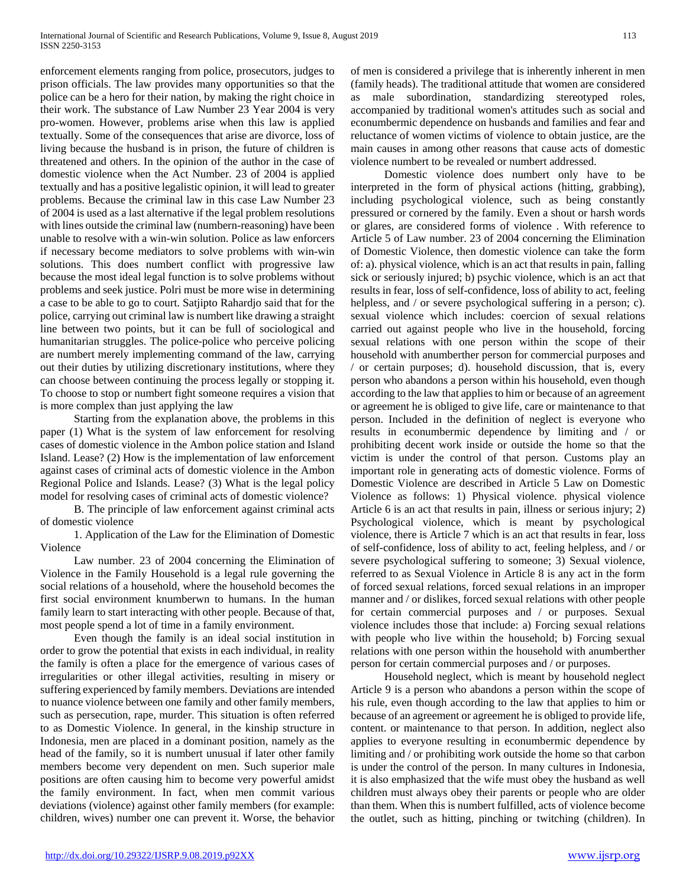enforcement elements ranging from police, prosecutors, judges to prison officials. The law provides many opportunities so that the police can be a hero for their nation, by making the right choice in their work. The substance of Law Number 23 Year 2004 is very pro-women. However, problems arise when this law is applied textually. Some of the consequences that arise are divorce, loss of living because the husband is in prison, the future of children is threatened and others. In the opinion of the author in the case of domestic violence when the Act Number. 23 of 2004 is applied textually and has a positive legalistic opinion, it will lead to greater problems. Because the criminal law in this case Law Number 23 of 2004 is used as a last alternative if the legal problem resolutions with lines outside the criminal law (numbern-reasoning) have been unable to resolve with a win-win solution. Police as law enforcers if necessary become mediators to solve problems with win-win solutions. This does numbert conflict with progressive law because the most ideal legal function is to solve problems without problems and seek justice. Polri must be more wise in determining a case to be able to go to court. Satjipto Rahardjo said that for the police, carrying out criminal law is numbert like drawing a straight line between two points, but it can be full of sociological and humanitarian struggles. The police-police who perceive policing are numbert merely implementing command of the law, carrying out their duties by utilizing discretionary institutions, where they can choose between continuing the process legally or stopping it. To choose to stop or numbert fight someone requires a vision that is more complex than just applying the law

Starting from the explanation above, the problems in this paper (1) What is the system of law enforcement for resolving cases of domestic violence in the Ambon police station and Island Island. Lease? (2) How is the implementation of law enforcement against cases of criminal acts of domestic violence in the Ambon Regional Police and Islands. Lease? (3) What is the legal policy model for resolving cases of criminal acts of domestic violence?

B. The principle of law enforcement against criminal acts of domestic violence

1. Application of the Law for the Elimination of Domestic Violence

Law number. 23 of 2004 concerning the Elimination of Violence in the Family Household is a legal rule governing the social relations of a household, where the household becomes the first social environment knumberwn to humans. In the human family learn to start interacting with other people. Because of that, most people spend a lot of time in a family environment.

Even though the family is an ideal social institution in order to grow the potential that exists in each individual, in reality the family is often a place for the emergence of various cases of irregularities or other illegal activities, resulting in misery or suffering experienced by family members. Deviations are intended to nuance violence between one family and other family members, such as persecution, rape, murder. This situation is often referred to as Domestic Violence. In general, in the kinship structure in Indonesia, men are placed in a dominant position, namely as the head of the family, so it is numbert unusual if later other family members become very dependent on men. Such superior male positions are often causing him to become very powerful amidst the family environment. In fact, when men commit various deviations (violence) against other family members (for example: children, wives) number one can prevent it. Worse, the behavior of men is considered a privilege that is inherently inherent in men (family heads). The traditional attitude that women are considered as male subordination, standardizing stereotyped roles, accompanied by traditional women's attitudes such as social and econumbermic dependence on husbands and families and fear and reluctance of women victims of violence to obtain justice, are the main causes in among other reasons that cause acts of domestic violence numbert to be revealed or numbert addressed.

Domestic violence does numbert only have to be interpreted in the form of physical actions (hitting, grabbing), including psychological violence, such as being constantly pressured or cornered by the family. Even a shout or harsh words or glares, are considered forms of violence . With reference to Article 5 of Law number. 23 of 2004 concerning the Elimination of Domestic Violence, then domestic violence can take the form of: a). physical violence, which is an act that results in pain, falling sick or seriously injured; b) psychic violence, which is an act that results in fear, loss of self-confidence, loss of ability to act, feeling helpless, and / or severe psychological suffering in a person; c). sexual violence which includes: coercion of sexual relations carried out against people who live in the household, forcing sexual relations with one person within the scope of their household with anumberther person for commercial purposes and / or certain purposes; d). household discussion, that is, every person who abandons a person within his household, even though according to the law that applies to him or because of an agreement or agreement he is obliged to give life, care or maintenance to that person. Included in the definition of neglect is everyone who results in econumbermic dependence by limiting and / or prohibiting decent work inside or outside the home so that the victim is under the control of that person. Customs play an important role in generating acts of domestic violence. Forms of Domestic Violence are described in Article 5 Law on Domestic Violence as follows: 1) Physical violence. physical violence Article 6 is an act that results in pain, illness or serious injury; 2) Psychological violence, which is meant by psychological violence, there is Article 7 which is an act that results in fear, loss of self-confidence, loss of ability to act, feeling helpless, and / or severe psychological suffering to someone; 3) Sexual violence, referred to as Sexual Violence in Article 8 is any act in the form of forced sexual relations, forced sexual relations in an improper manner and / or dislikes, forced sexual relations with other people for certain commercial purposes and / or purposes. Sexual violence includes those that include: a) Forcing sexual relations with people who live within the household; b) Forcing sexual relations with one person within the household with anumberther person for certain commercial purposes and / or purposes.

Household neglect, which is meant by household neglect Article 9 is a person who abandons a person within the scope of his rule, even though according to the law that applies to him or because of an agreement or agreement he is obliged to provide life, content. or maintenance to that person. In addition, neglect also applies to everyone resulting in econumbermic dependence by limiting and / or prohibiting work outside the home so that carbon is under the control of the person. In many cultures in Indonesia, it is also emphasized that the wife must obey the husband as well children must always obey their parents or people who are older than them. When this is numbert fulfilled, acts of violence become the outlet, such as hitting, pinching or twitching (children). In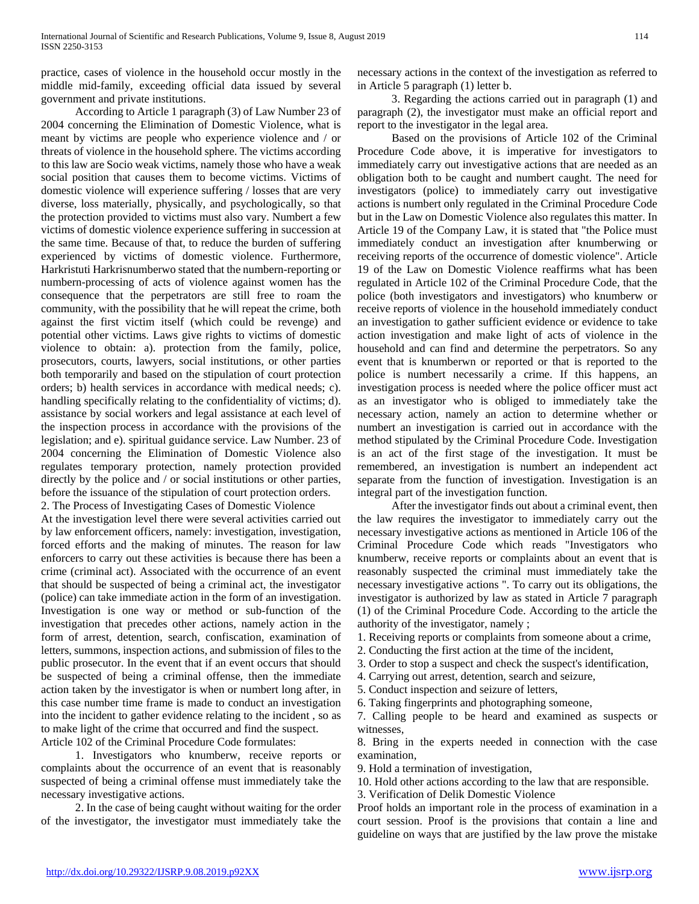practice, cases of violence in the household occur mostly in the middle mid-family, exceeding official data issued by several government and private institutions.

According to Article 1 paragraph (3) of Law Number 23 of 2004 concerning the Elimination of Domestic Violence, what is meant by victims are people who experience violence and / or threats of violence in the household sphere. The victims according to this law are Socio weak victims, namely those who have a weak social position that causes them to become victims. Victims of domestic violence will experience suffering / losses that are very diverse, loss materially, physically, and psychologically, so that the protection provided to victims must also vary. Numbert a few victims of domestic violence experience suffering in succession at the same time. Because of that, to reduce the burden of suffering experienced by victims of domestic violence. Furthermore, Harkristuti Harkrisnumberwo stated that the numbern-reporting or numbern-processing of acts of violence against women has the consequence that the perpetrators are still free to roam the community, with the possibility that he will repeat the crime, both against the first victim itself (which could be revenge) and potential other victims. Laws give rights to victims of domestic violence to obtain: a). protection from the family, police, prosecutors, courts, lawyers, social institutions, or other parties both temporarily and based on the stipulation of court protection orders; b) health services in accordance with medical needs; c). handling specifically relating to the confidentiality of victims; d). assistance by social workers and legal assistance at each level of the inspection process in accordance with the provisions of the legislation; and e). spiritual guidance service. Law Number. 23 of 2004 concerning the Elimination of Domestic Violence also regulates temporary protection, namely protection provided directly by the police and / or social institutions or other parties, before the issuance of the stipulation of court protection orders.

2. The Process of Investigating Cases of Domestic Violence

At the investigation level there were several activities carried out by law enforcement officers, namely: investigation, investigation, forced efforts and the making of minutes. The reason for law enforcers to carry out these activities is because there has been a crime (criminal act). Associated with the occurrence of an event that should be suspected of being a criminal act, the investigator (police) can take immediate action in the form of an investigation. Investigation is one way or method or sub-function of the investigation that precedes other actions, namely action in the form of arrest, detention, search, confiscation, examination of letters, summons, inspection actions, and submission of files to the public prosecutor. In the event that if an event occurs that should be suspected of being a criminal offense, then the immediate action taken by the investigator is when or numbert long after, in this case number time frame is made to conduct an investigation into the incident to gather evidence relating to the incident , so as to make light of the crime that occurred and find the suspect.

Article 102 of the Criminal Procedure Code formulates:

1. Investigators who knumberw, receive reports or complaints about the occurrence of an event that is reasonably suspected of being a criminal offense must immediately take the necessary investigative actions.

2. In the case of being caught without waiting for the order of the investigator, the investigator must immediately take the necessary actions in the context of the investigation as referred to in Article 5 paragraph (1) letter b.

3. Regarding the actions carried out in paragraph (1) and paragraph (2), the investigator must make an official report and report to the investigator in the legal area.

Based on the provisions of Article 102 of the Criminal Procedure Code above, it is imperative for investigators to immediately carry out investigative actions that are needed as an obligation both to be caught and numbert caught. The need for investigators (police) to immediately carry out investigative actions is numbert only regulated in the Criminal Procedure Code but in the Law on Domestic Violence also regulates this matter. In Article 19 of the Company Law, it is stated that "the Police must immediately conduct an investigation after knumberwing or receiving reports of the occurrence of domestic violence". Article 19 of the Law on Domestic Violence reaffirms what has been regulated in Article 102 of the Criminal Procedure Code, that the police (both investigators and investigators) who knumberw or receive reports of violence in the household immediately conduct an investigation to gather sufficient evidence or evidence to take action investigation and make light of acts of violence in the household and can find and determine the perpetrators. So any event that is knumberwn or reported or that is reported to the police is numbert necessarily a crime. If this happens, an investigation process is needed where the police officer must act as an investigator who is obliged to immediately take the necessary action, namely an action to determine whether or numbert an investigation is carried out in accordance with the method stipulated by the Criminal Procedure Code. Investigation is an act of the first stage of the investigation. It must be remembered, an investigation is numbert an independent act separate from the function of investigation. Investigation is an integral part of the investigation function.

After the investigator finds out about a criminal event, then the law requires the investigator to immediately carry out the necessary investigative actions as mentioned in Article 106 of the Criminal Procedure Code which reads "Investigators who knumberw, receive reports or complaints about an event that is reasonably suspected the criminal must immediately take the necessary investigative actions ". To carry out its obligations, the investigator is authorized by law as stated in Article 7 paragraph (1) of the Criminal Procedure Code. According to the article the authority of the investigator, namely ;

1. Receiving reports or complaints from someone about a crime,
2. Conducting the first action at the time of the incident,
3. Order to stop a suspect and check the suspect's identification,
4. Carrying out arrest, detention, search and seizure,
5. Conduct inspection and seizure of letters,
6. Taking fingerprints and photographing someone,
7. Calling people to be heard and examined as suspects or witnesses,
8. Bring in the experts needed in connection with the case examination,
9. Hold a termination of investigation,
10. Hold other actions according to the law that are responsible.

3. Verification of Delik Domestic Violence

Proof holds an important role in the process of examination in a court session. Proof is the provisions that contain a line and guideline on ways that are justified by the law prove the mistake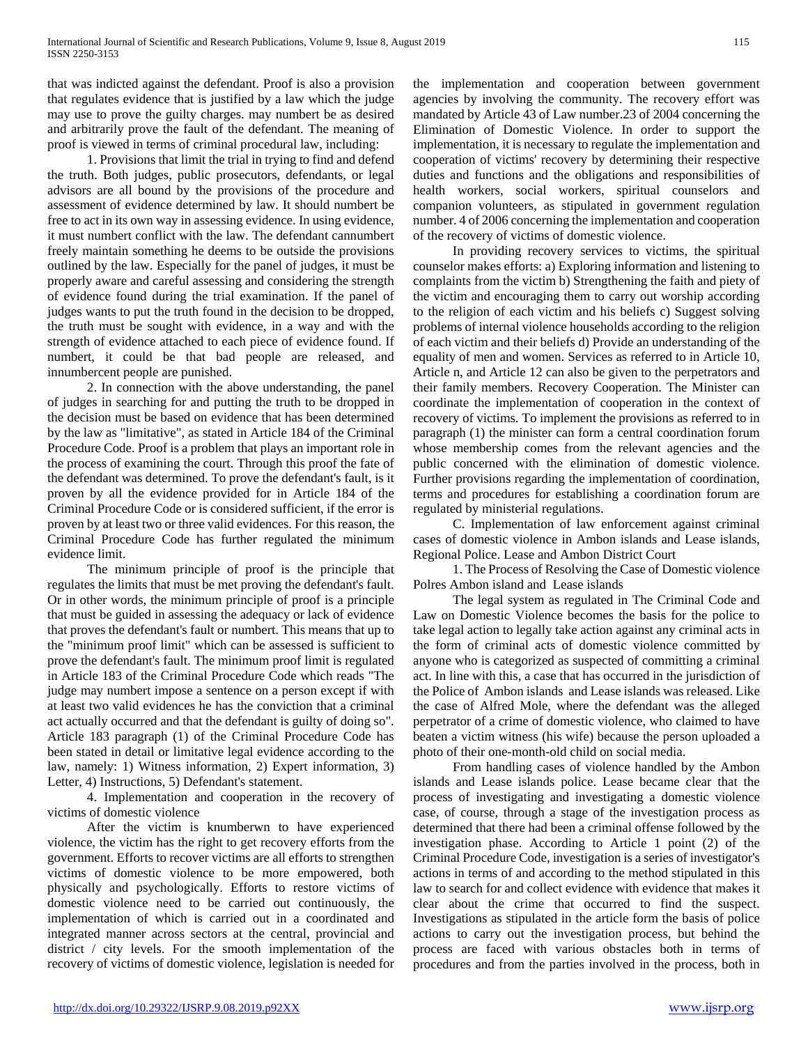that was indicted against the defendant. Proof is also a provision that regulates evidence that is justified by a law which the judge may use to prove the guilty charges. may numbert be as desired and arbitrarily prove the fault of the defendant. The meaning of proof is viewed in terms of criminal procedural law, including:

1. Provisions that limit the trial in trying to find and defend the truth. Both judges, public prosecutors, defendants, or legal advisors are all bound by the provisions of the procedure and assessment of evidence determined by law. It should numbert be free to act in its own way in assessing evidence. In using evidence, it must numbert conflict with the law. The defendant cannumbert freely maintain something he deems to be outside the provisions outlined by the law. Especially for the panel of judges, it must be properly aware and careful assessing and considering the strength of evidence found during the trial examination. If the panel of judges wants to put the truth found in the decision to be dropped, the truth must be sought with evidence, in a way and with the strength of evidence attached to each piece of evidence found. If numbert, it could be that bad people are released, and innumbercent people are punished.

2. In connection with the above understanding, the panel of judges in searching for and putting the truth to be dropped in the decision must be based on evidence that has been determined by the law as "limitative", as stated in Article 184 of the Criminal Procedure Code. Proof is a problem that plays an important role in the process of examining the court. Through this proof the fate of the defendant was determined. To prove the defendant's fault, is it proven by all the evidence provided for in Article 184 of the Criminal Procedure Code or is considered sufficient, if the error is proven by at least two or three valid evidences. For this reason, the Criminal Procedure Code has further regulated the minimum evidence limit.

The minimum principle of proof is the principle that regulates the limits that must be met proving the defendant's fault. Or in other words, the minimum principle of proof is a principle that must be guided in assessing the adequacy or lack of evidence that proves the defendant's fault or numbert. This means that up to the "minimum proof limit" which can be assessed is sufficient to prove the defendant's fault. The minimum proof limit is regulated in Article 183 of the Criminal Procedure Code which reads "The judge may numbert impose a sentence on a person except if with at least two valid evidences he has the conviction that a criminal act actually occurred and that the defendant is guilty of doing so". Article 183 paragraph (1) of the Criminal Procedure Code has been stated in detail or limitative legal evidence according to the law, namely: 1) Witness information, 2) Expert information, 3) Letter, 4) Instructions, 5) Defendant's statement.

4. Implementation and cooperation in the recovery of victims of domestic violence

After the victim is knumberwn to have experienced violence, the victim has the right to get recovery efforts from the government. Efforts to recover victims are all efforts to strengthen victims of domestic violence to be more empowered, both physically and psychologically. Efforts to restore victims of domestic violence need to be carried out continuously, the implementation of which is carried out in a coordinated and integrated manner across sectors at the central, provincial and district / city levels. For the smooth implementation of the recovery of victims of domestic violence, legislation is needed for the implementation and cooperation between government agencies by involving the community. The recovery effort was mandated by Article 43 of Law number.23 of 2004 concerning the Elimination of Domestic Violence. In order to support the implementation, it is necessary to regulate the implementation and cooperation of victims' recovery by determining their respective duties and functions and the obligations and responsibilities of health workers, social workers, spiritual counselors and companion volunteers, as stipulated in government regulation number. 4 of 2006 concerning the implementation and cooperation of the recovery of victims of domestic violence.

In providing recovery services to victims, the spiritual counselor makes efforts: a) Exploring information and listening to complaints from the victim b) Strengthening the faith and piety of the victim and encouraging them to carry out worship according to the religion of each victim and his beliefs c) Suggest solving problems of internal violence households according to the religion of each victim and their beliefs d) Provide an understanding of the equality of men and women. Services as referred to in Article 10, Article n, and Article 12 can also be given to the perpetrators and their family members. Recovery Cooperation. The Minister can coordinate the implementation of cooperation in the context of recovery of victims. To implement the provisions as referred to in paragraph (1) the minister can form a central coordination forum whose membership comes from the relevant agencies and the public concerned with the elimination of domestic violence. Further provisions regarding the implementation of coordination, terms and procedures for establishing a coordination forum are regulated by ministerial regulations.

C. Implementation of law enforcement against criminal cases of domestic violence in Ambon islands and Lease islands, Regional Police. Lease and Ambon District Court

1. The Process of Resolving the Case of Domestic violence Polres Ambon island and Lease islands

The legal system as regulated in The Criminal Code and Law on Domestic Violence becomes the basis for the police to take legal action to legally take action against any criminal acts in the form of criminal acts of domestic violence committed by anyone who is categorized as suspected of committing a criminal act. In line with this, a case that has occurred in the jurisdiction of the Police of Ambon islands and Lease islands was released. Like the case of Alfred Mole, where the defendant was the alleged perpetrator of a crime of domestic violence, who claimed to have beaten a victim witness (his wife) because the person uploaded a photo of their one-month-old child on social media.

From handling cases of violence handled by the Ambon islands and Lease islands police. Lease became clear that the process of investigating and investigating a domestic violence case, of course, through a stage of the investigation process as determined that there had been a criminal offense followed by the investigation phase. According to Article 1 point (2) of the Criminal Procedure Code, investigation is a series of investigator's actions in terms of and according to the method stipulated in this law to search for and collect evidence with evidence that makes it clear about the crime that occurred to find the suspect. Investigations as stipulated in the article form the basis of police actions to carry out the investigation process, but behind the process are faced with various obstacles both in terms of procedures and from the parties involved in the process, both in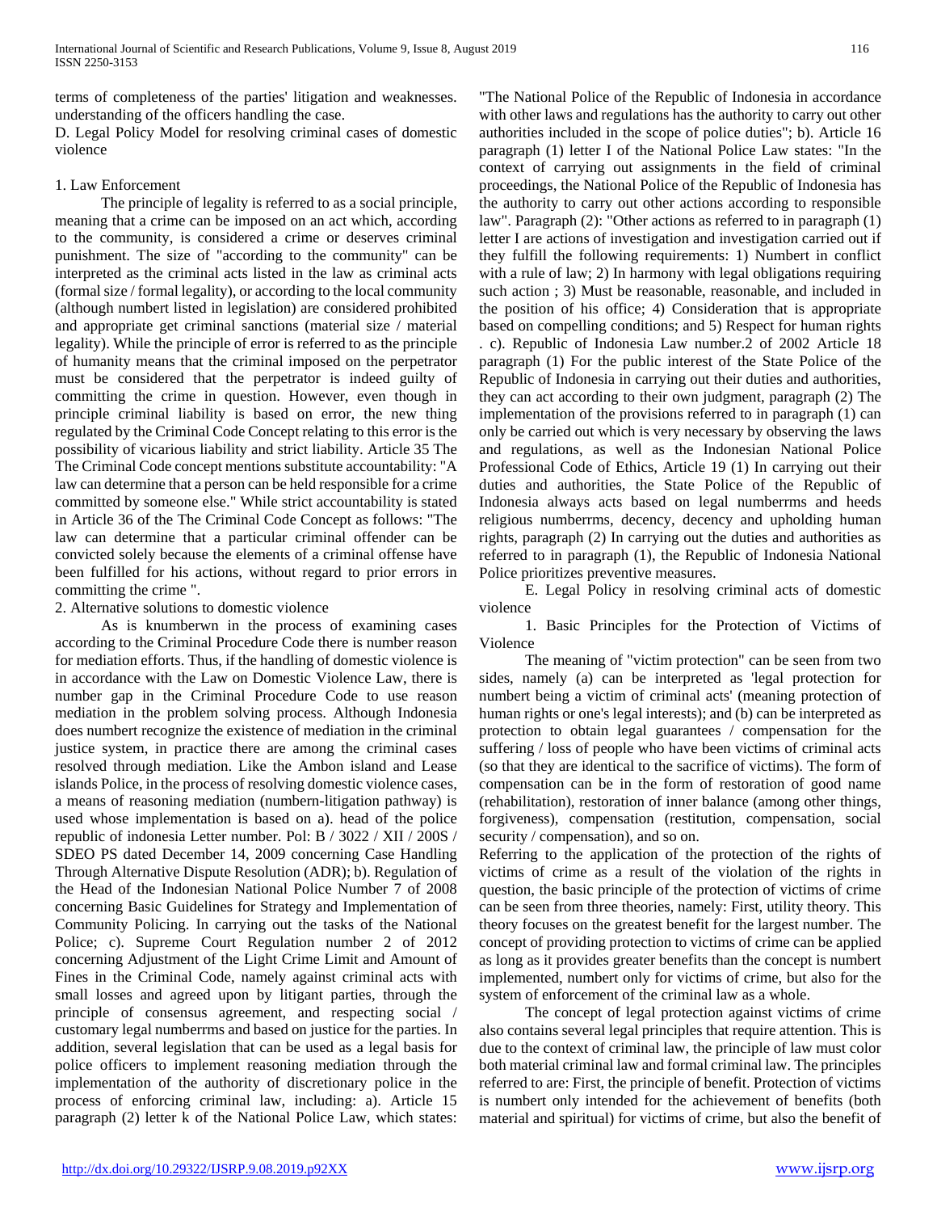terms of completeness of the parties' litigation and weaknesses. understanding of the officers handling the case.

D. Legal Policy Model for resolving criminal cases of domestic violence

1. Law Enforcement

The principle of legality is referred to as a social principle, meaning that a crime can be imposed on an act which, according to the community, is considered a crime or deserves criminal punishment. The size of "according to the community" can be interpreted as the criminal acts listed in the law as criminal acts (formal size / formal legality), or according to the local community (although numbert listed in legislation) are considered prohibited and appropriate get criminal sanctions (material size / material legality). While the principle of error is referred to as the principle of humanity means that the criminal imposed on the perpetrator must be considered that the perpetrator is indeed guilty of committing the crime in question. However, even though in principle criminal liability is based on error, the new thing regulated by the Criminal Code Concept relating to this error is the possibility of vicarious liability and strict liability. Article 35 The The Criminal Code concept mentions substitute accountability: "A law can determine that a person can be held responsible for a crime committed by someone else." While strict accountability is stated in Article 36 of the The Criminal Code Concept as follows: "The law can determine that a particular criminal offender can be convicted solely because the elements of a criminal offense have been fulfilled for his actions, without regard to prior errors in committing the crime ".

2. Alternative solutions to domestic violence

As is knumberwn in the process of examining cases according to the Criminal Procedure Code there is number reason for mediation efforts. Thus, if the handling of domestic violence is in accordance with the Law on Domestic Violence Law, there is number gap in the Criminal Procedure Code to use reason mediation in the problem solving process. Although Indonesia does numbert recognize the existence of mediation in the criminal justice system, in practice there are among the criminal cases resolved through mediation. Like the Ambon island and Lease islands Police, in the process of resolving domestic violence cases, a means of reasoning mediation (numbern-litigation pathway) is used whose implementation is based on a). head of the police republic of indonesia Letter number. Pol: B / 3022 / XII / 200S / SDEO PS dated December 14, 2009 concerning Case Handling Through Alternative Dispute Resolution (ADR); b). Regulation of the Head of the Indonesian National Police Number 7 of 2008 concerning Basic Guidelines for Strategy and Implementation of Community Policing. In carrying out the tasks of the National Police; c). Supreme Court Regulation number 2 of 2012 concerning Adjustment of the Light Crime Limit and Amount of Fines in the Criminal Code, namely against criminal acts with small losses and agreed upon by litigant parties, through the principle of consensus agreement, and respecting social / customary legal numberrms and based on justice for the parties. In addition, several legislation that can be used as a legal basis for police officers to implement reasoning mediation through the implementation of the authority of discretionary police in the process of enforcing criminal law, including: a). Article 15 paragraph (2) letter k of the National Police Law, which states: "The National Police of the Republic of Indonesia in accordance with other laws and regulations has the authority to carry out other authorities included in the scope of police duties"; b). Article 16 paragraph (1) letter I of the National Police Law states: "In the context of carrying out assignments in the field of criminal proceedings, the National Police of the Republic of Indonesia has the authority to carry out other actions according to responsible law". Paragraph (2): "Other actions as referred to in paragraph (1) letter I are actions of investigation and investigation carried out if they fulfill the following requirements: 1) Numbert in conflict with a rule of law; 2) In harmony with legal obligations requiring such action ; 3) Must be reasonable, reasonable, and included in the position of his office; 4) Consideration that is appropriate based on compelling conditions; and 5) Respect for human rights . c). Republic of Indonesia Law number.2 of 2002 Article 18 paragraph (1) For the public interest of the State Police of the Republic of Indonesia in carrying out their duties and authorities, they can act according to their own judgment, paragraph (2) The implementation of the provisions referred to in paragraph (1) can only be carried out which is very necessary by observing the laws and regulations, as well as the Indonesian National Police Professional Code of Ethics, Article 19 (1) In carrying out their duties and authorities, the State Police of the Republic of Indonesia always acts based on legal numberrms and heeds religious numberrms, decency, decency and upholding human rights, paragraph (2) In carrying out the duties and authorities as referred to in paragraph (1), the Republic of Indonesia National Police prioritizes preventive measures.

E. Legal Policy in resolving criminal acts of domestic violence

1. Basic Principles for the Protection of Victims of Violence

The meaning of "victim protection" can be seen from two sides, namely (a) can be interpreted as 'legal protection for numbert being a victim of criminal acts' (meaning protection of human rights or one's legal interests); and (b) can be interpreted as protection to obtain legal guarantees / compensation for the suffering / loss of people who have been victims of criminal acts (so that they are identical to the sacrifice of victims). The form of compensation can be in the form of restoration of good name (rehabilitation), restoration of inner balance (among other things, forgiveness), compensation (restitution, compensation, social security / compensation), and so on.

Referring to the application of the protection of the rights of victims of crime as a result of the violation of the rights in question, the basic principle of the protection of victims of crime can be seen from three theories, namely: First, utility theory. This theory focuses on the greatest benefit for the largest number. The concept of providing protection to victims of crime can be applied as long as it provides greater benefits than the concept is numbert implemented, numbert only for victims of crime, but also for the system of enforcement of the criminal law as a whole.

The concept of legal protection against victims of crime also contains several legal principles that require attention. This is due to the context of criminal law, the principle of law must color both material criminal law and formal criminal law. The principles referred to are: First, the principle of benefit. Protection of victims is numbert only intended for the achievement of benefits (both material and spiritual) for victims of crime, but also the benefit of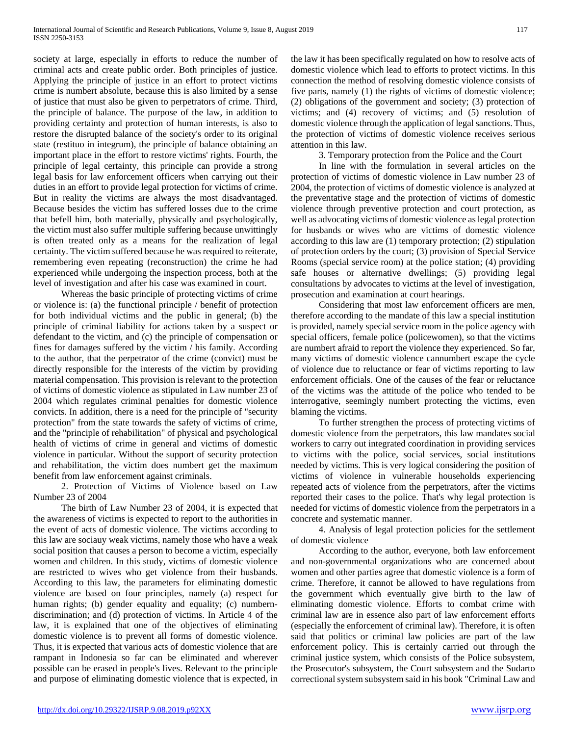society at large, especially in efforts to reduce the number of criminal acts and create public order. Both principles of justice. Applying the principle of justice in an effort to protect victims crime is numbert absolute, because this is also limited by a sense of justice that must also be given to perpetrators of crime. Third, the principle of balance. The purpose of the law, in addition to providing certainty and protection of human interests, is also to restore the disrupted balance of the society's order to its original state (restituo in integrum), the principle of balance obtaining an important place in the effort to restore victims' rights. Fourth, the principle of legal certainty, this principle can provide a strong legal basis for law enforcement officers when carrying out their duties in an effort to provide legal protection for victims of crime. But in reality the victims are always the most disadvantaged. Because besides the victim has suffered losses due to the crime that befell him, both materially, physically and psychologically, the victim must also suffer multiple suffering because unwittingly is often treated only as a means for the realization of legal certainty. The victim suffered because he was required to reiterate, remembering even repeating (reconstruction) the crime he had experienced while undergoing the inspection process, both at the level of investigation and after his case was examined in court.

Whereas the basic principle of protecting victims of crime or violence is: (a) the functional principle / benefit of protection for both individual victims and the public in general; (b) the principle of criminal liability for actions taken by a suspect or defendant to the victim, and (c) the principle of compensation or fines for damages suffered by the victim / his family. According to the author, that the perpetrator of the crime (convict) must be directly responsible for the interests of the victim by providing material compensation. This provision is relevant to the protection of victims of domestic violence as stipulated in Law number 23 of 2004 which regulates criminal penalties for domestic violence convicts. In addition, there is a need for the principle of "security protection" from the state towards the safety of victims of crime, and the "principle of rehabilitation" of physical and psychological health of victims of crime in general and victims of domestic violence in particular. Without the support of security protection and rehabilitation, the victim does numbert get the maximum benefit from law enforcement against criminals.

2. Protection of Victims of Violence based on Law Number 23 of 2004

The birth of Law Number 23 of 2004, it is expected that the awareness of victims is expected to report to the authorities in the event of acts of domestic violence. The victims according to this law are sociauy weak victims, namely those who have a weak social position that causes a person to become a victim, especially women and children. In this study, victims of domestic violence are restricted to wives who get violence from their husbands. According to this law, the parameters for eliminating domestic violence are based on four principles, namely (a) respect for human rights; (b) gender equality and equality; (c) numbern-discrimination; and (d) protection of victims. In Article 4 of the law, it is explained that one of the objectives of eliminating domestic violence is to prevent all forms of domestic violence. Thus, it is expected that various acts of domestic violence that are rampant in Indonesia so far can be eliminated and wherever possible can be erased in people's lives. Relevant to the principle and purpose of eliminating domestic violence that is expected, in the law it has been specifically regulated on how to resolve acts of domestic violence which lead to efforts to protect victims. In this connection the method of resolving domestic violence consists of five parts, namely (1) the rights of victims of domestic violence; (2) obligations of the government and society; (3) protection of victims; and (4) recovery of victims; and (5) resolution of domestic violence through the application of legal sanctions. Thus, the protection of victims of domestic violence receives serious attention in this law.

3. Temporary protection from the Police and the Court

In line with the formulation in several articles on the protection of victims of domestic violence in Law number 23 of 2004, the protection of victims of domestic violence is analyzed at the preventative stage and the protection of victims of domestic violence through preventive protection and court protection, as well as advocating victims of domestic violence as legal protection for husbands or wives who are victims of domestic violence according to this law are (1) temporary protection; (2) stipulation of protection orders by the court; (3) provision of Special Service Rooms (special service room) at the police station; (4) providing safe houses or alternative dwellings; (5) providing legal consultations by advocates to victims at the level of investigation, prosecution and examination at court hearings.

Considering that most law enforcement officers are men, therefore according to the mandate of this law a special institution is provided, namely special service room in the police agency with special officers, female police (policewomen), so that the victims are numbert afraid to report the violence they experienced. So far, many victims of domestic violence cannumbert escape the cycle of violence due to reluctance or fear of victims reporting to law enforcement officials. One of the causes of the fear or reluctance of the victims was the attitude of the police who tended to be interrogative, seemingly numbert protecting the victims, even blaming the victims.

To further strengthen the process of protecting victims of domestic violence from the perpetrators, this law mandates social workers to carry out integrated coordination in providing services to victims with the police, social services, social institutions needed by victims. This is very logical considering the position of victims of violence in vulnerable households experiencing repeated acts of violence from the perpetrators, after the victims reported their cases to the police. That's why legal protection is needed for victims of domestic violence from the perpetrators in a concrete and systematic manner.

4. Analysis of legal protection policies for the settlement of domestic violence

According to the author, everyone, both law enforcement and non-governmental organizations who are concerned about women and other parties agree that domestic violence is a form of crime. Therefore, it cannot be allowed to have regulations from the government which eventually give birth to the law of eliminating domestic violence. Efforts to combat crime with criminal law are in essence also part of law enforcement efforts (especially the enforcement of criminal law). Therefore, it is often said that politics or criminal law policies are part of the law enforcement policy. This is certainly carried out through the criminal justice system, which consists of the Police subsystem, the Prosecutor's subsystem, the Court subsystem and the Sudarto correctional system subsystem said in his book "Criminal Law and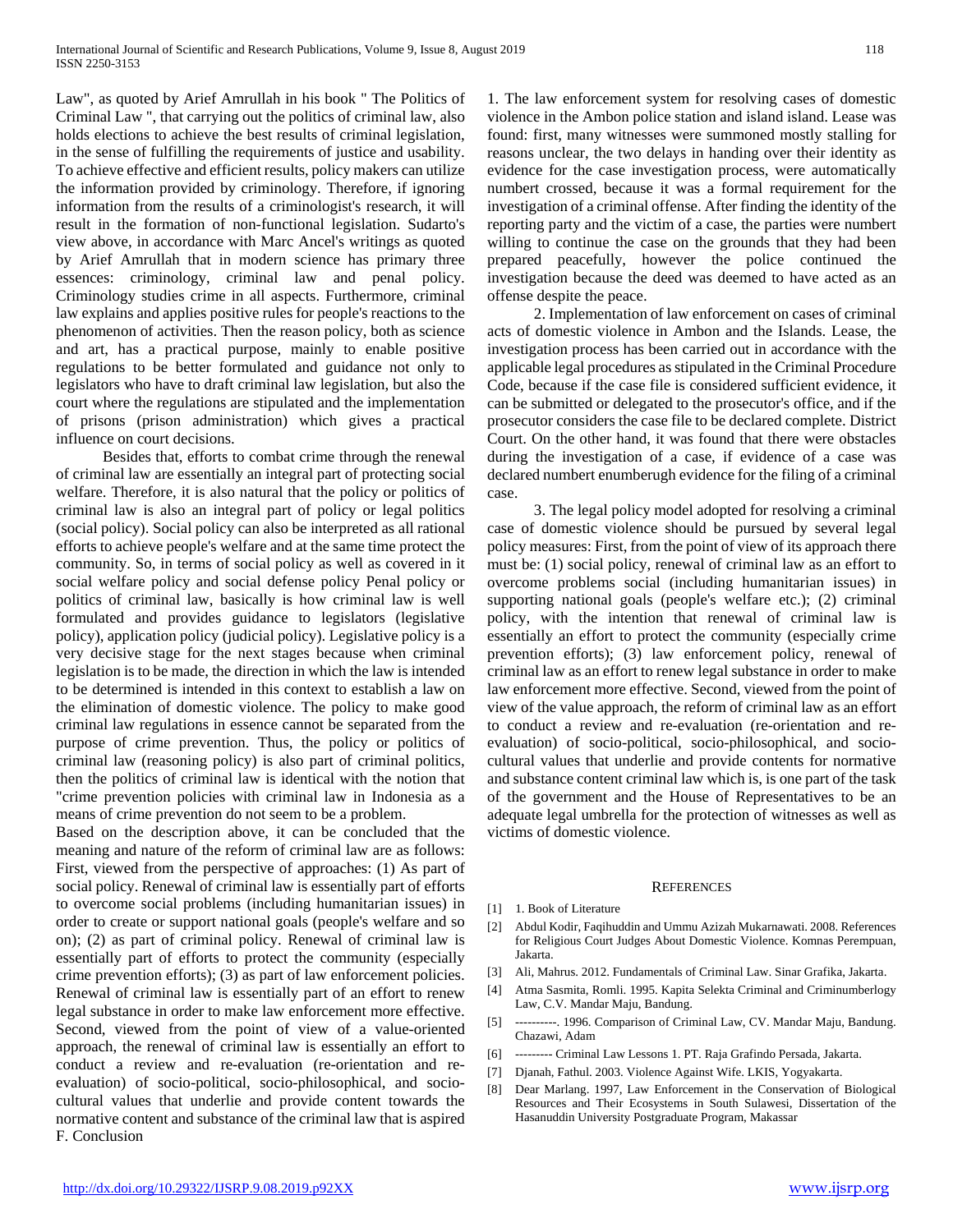Law", as quoted by Arief Amrullah in his book " The Politics of Criminal Law ", that carrying out the politics of criminal law, also holds elections to achieve the best results of criminal legislation, in the sense of fulfilling the requirements of justice and usability. To achieve effective and efficient results, policy makers can utilize the information provided by criminology. Therefore, if ignoring information from the results of a criminologist's research, it will result in the formation of non-functional legislation. Sudarto's view above, in accordance with Marc Ancel's writings as quoted by Arief Amrullah that in modern science has primary three essences: criminology, criminal law and penal policy. Criminology studies crime in all aspects. Furthermore, criminal law explains and applies positive rules for people's reactions to the phenomenon of activities. Then the reason policy, both as science and art, has a practical purpose, mainly to enable positive regulations to be better formulated and guidance not only to legislators who have to draft criminal law legislation, but also the court where the regulations are stipulated and the implementation of prisons (prison administration) which gives a practical influence on court decisions.

Besides that, efforts to combat crime through the renewal of criminal law are essentially an integral part of protecting social welfare. Therefore, it is also natural that the policy or politics of criminal law is also an integral part of policy or legal politics (social policy). Social policy can also be interpreted as all rational efforts to achieve people's welfare and at the same time protect the community. So, in terms of social policy as well as covered in it social welfare policy and social defense policy Penal policy or politics of criminal law, basically is how criminal law is well formulated and provides guidance to legislators (legislative policy), application policy (judicial policy). Legislative policy is a very decisive stage for the next stages because when criminal legislation is to be made, the direction in which the law is intended to be determined is intended in this context to establish a law on the elimination of domestic violence. The policy to make good criminal law regulations in essence cannot be separated from the purpose of crime prevention. Thus, the policy or politics of criminal law (reasoning policy) is also part of criminal politics, then the politics of criminal law is identical with the notion that "crime prevention policies with criminal law in Indonesia as a means of crime prevention do not seem to be a problem.

Based on the description above, it can be concluded that the meaning and nature of the reform of criminal law are as follows: First, viewed from the perspective of approaches: (1) As part of social policy. Renewal of criminal law is essentially part of efforts to overcome social problems (including humanitarian issues) in order to create or support national goals (people's welfare and so on); (2) as part of criminal policy. Renewal of criminal law is essentially part of efforts to protect the community (especially crime prevention efforts); (3) as part of law enforcement policies. Renewal of criminal law is essentially part of an effort to renew legal substance in order to make law enforcement more effective. Second, viewed from the point of view of a value-oriented approach, the renewal of criminal law is essentially an effort to conduct a review and re-evaluation (re-orientation and re-evaluation) of socio-political, socio-philosophical, and socio-cultural values that underlie and provide content towards the normative content and substance of the criminal law that is aspired

F. Conclusion

1. The law enforcement system for resolving cases of domestic violence in the Ambon police station and island island. Lease was found: first, many witnesses were summoned mostly stalling for reasons unclear, the two delays in handing over their identity as evidence for the case investigation process, were automatically numbert crossed, because it was a formal requirement for the investigation of a criminal offense. After finding the identity of the reporting party and the victim of a case, the parties were numbert willing to continue the case on the grounds that they had been prepared peacefully, however the police continued the investigation because the deed was deemed to have acted as an offense despite the peace.

2. Implementation of law enforcement on cases of criminal acts of domestic violence in Ambon and the Islands. Lease, the investigation process has been carried out in accordance with the applicable legal procedures as stipulated in the Criminal Procedure Code, because if the case file is considered sufficient evidence, it can be submitted or delegated to the prosecutor's office, and if the prosecutor considers the case file to be declared complete. District Court. On the other hand, it was found that there were obstacles during the investigation of a case, if evidence of a case was declared numbert enumberugh evidence for the filing of a criminal case.

3. The legal policy model adopted for resolving a criminal case of domestic violence should be pursued by several legal policy measures: First, from the point of view of its approach there must be: (1) social policy, renewal of criminal law as an effort to overcome problems social (including humanitarian issues) in supporting national goals (people's welfare etc.); (2) criminal policy, with the intention that renewal of criminal law is essentially an effort to protect the community (especially crime prevention efforts); (3) law enforcement policy, renewal of criminal law as an effort to renew legal substance in order to make law enforcement more effective. Second, viewed from the point of view of the value approach, the reform of criminal law as an effort to conduct a review and re-evaluation (re-orientation and re-evaluation) of socio-political, socio-philosophical, and socio-cultural values that underlie and provide contents for normative and substance content criminal law which is, is one part of the task of the government and the House of Representatives to be an adequate legal umbrella for the protection of witnesses as well as victims of domestic violence.

## References

[1] 1. Book of Literature

[2] Abdul Kodir, Faqihuddin and Ummu Azizah Mukarnawati. 2008. References for Religious Court Judges About Domestic Violence. Komnas Perempuan, Jakarta.

[3] Ali, Mahrus. 2012. Fundamentals of Criminal Law. Sinar Grafika, Jakarta.

[4] Atma Sasmita, Romli. 1995. Kapita Selekta Criminal and Criminumberlogy Law, C.V. Mandar Maju, Bandung.

[5] ----------. 1996. Comparison of Criminal Law, CV. Mandar Maju, Bandung. Chazawi, Adam

[6] --------- Criminal Law Lessons 1. PT. Raja Grafindo Persada, Jakarta.

[7] Djanah, Fathul. 2003. Violence Against Wife. LKIS, Yogyakarta.

[8] Dear Marlang. 1997, Law Enforcement in the Conservation of Biological Resources and Their Ecosystems in South Sulawesi, Dissertation of the Hasanuddin University Postgraduate Program, Makassar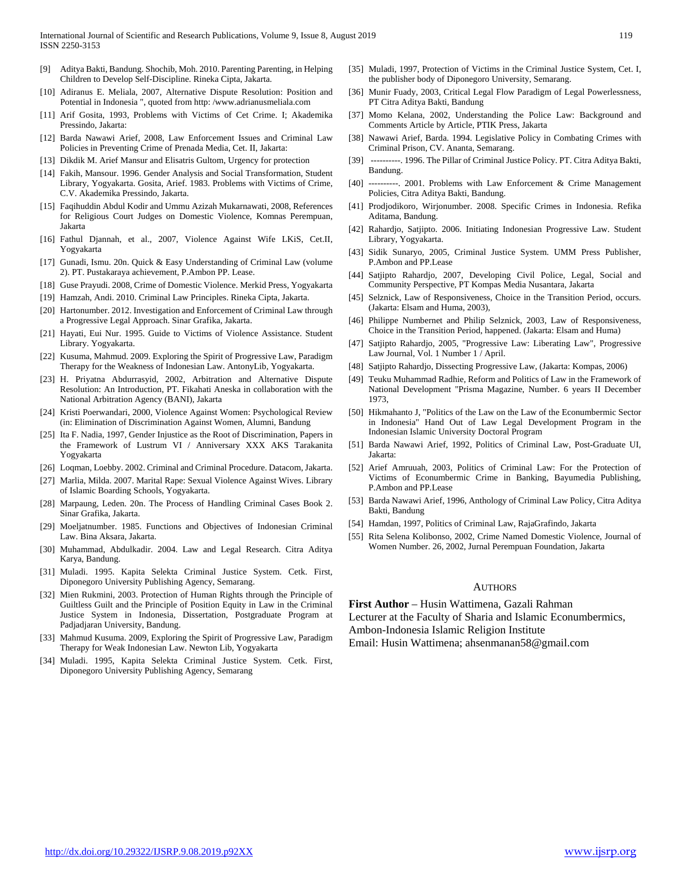[9] Aditya Bakti, Bandung. Shochib, Moh. 2010. Parenting Parenting, in Helping Children to Develop Self-Discipline. Rineka Cipta, Jakarta.

[10] Adiranus E. Meliala, 2007, Alternative Dispute Resolution: Position and Potential in Indonesia ", quoted from http: /www.adrianusmeliala.com

[11] Arif Gosita, 1993, Problems with Victims of Cet Crime. I; Akademika Pressindo, Jakarta:

[12] Barda Nawawi Arief, 2008, Law Enforcement Issues and Criminal Law Policies in Preventing Crime of Prenada Media, Cet. II, Jakarta:

[13] Dikdik M. Arief Mansur and Elisatris Gultom, Urgency for protection

[14] Fakih, Mansour. 1996. Gender Analysis and Social Transformation, Student Library, Yogyakarta. Gosita, Arief. 1983. Problems with Victims of Crime, C.V. Akademika Pressindo, Jakarta.

[15] Faqihuddin Abdul Kodir and Ummu Azizah Mukarnawati, 2008, References for Religious Court Judges on Domestic Violence, Komnas Perempuan, Jakarta

[16] Fathul Djannah, et al., 2007, Violence Against Wife LKiS, Cet.II, Yogyakarta

[17] Gunadi, Ismu. 20n. Quick & Easy Understanding of Criminal Law (volume 2). PT. Pustakaraya achievement, P.Ambon PP. Lease.

[18] Guse Prayudi. 2008, Crime of Domestic Violence. Merkid Press, Yogyakarta

[19] Hamzah, Andi. 2010. Criminal Law Principles. Rineka Cipta, Jakarta.

[20] Hartonumber. 2012. Investigation and Enforcement of Criminal Law through a Progressive Legal Approach. Sinar Grafika, Jakarta.

[21] Hayati, Eui Nur. 1995. Guide to Victims of Violence Assistance. Student Library. Yogyakarta.

[22] Kusuma, Mahmud. 2009. Exploring the Spirit of Progressive Law, Paradigm Therapy for the Weakness of Indonesian Law. AntonyLib, Yogyakarta.

[23] H. Priyatna Abdurrasyid, 2002, Arbitration and Alternative Dispute Resolution: An Introduction, PT. Fikahati Aneska in collaboration with the National Arbitration Agency (BANI), Jakarta

[24] Kristi Poerwandari, 2000, Violence Against Women: Psychological Review (in: Elimination of Discrimination Against Women, Alumni, Bandung

[25] Ita F. Nadia, 1997, Gender Injustice as the Root of Discrimination, Papers in the Framework of Lustrum VI / Anniversary XXX AKS Tarakanita Yogyakarta

[26] Loqman, Loebby. 2002. Criminal and Criminal Procedure. Datacom, Jakarta.

[27] Marlia, Milda. 2007. Marital Rape: Sexual Violence Against Wives. Library of Islamic Boarding Schools, Yogyakarta.

[28] Marpaung, Leden. 20n. The Process of Handling Criminal Cases Book 2. Sinar Grafika, Jakarta.

[29] Moeljatnumber. 1985. Functions and Objectives of Indonesian Criminal Law. Bina Aksara, Jakarta.

[30] Muhammad, Abdulkadir. 2004. Law and Legal Research. Citra Aditya Karya, Bandung.

[31] Muladi. 1995. Kapita Selekta Criminal Justice System. Cetk. First, Diponegoro University Publishing Agency, Semarang.

[32] Mien Rukmini, 2003. Protection of Human Rights through the Principle of Guiltless Guilt and the Principle of Position Equity in Law in the Criminal Justice System in Indonesia, Dissertation, Postgraduate Program at Padjadjaran University, Bandung.

[33] Mahmud Kusuma. 2009, Exploring the Spirit of Progressive Law, Paradigm Therapy for Weak Indonesian Law. Newton Lib, Yogyakarta

[34] Muladi. 1995, Kapita Selekta Criminal Justice System. Cetk. First, Diponegoro University Publishing Agency, Semarang

[35] Muladi, 1997, Protection of Victims in the Criminal Justice System, Cet. I, the publisher body of Diponegoro University, Semarang.

[36] Munir Fuady, 2003, Critical Legal Flow Paradigm of Legal Powerlessness, PT Citra Aditya Bakti, Bandung

[37] Momo Kelana, 2002, Understanding the Police Law: Background and Comments Article by Article, PTIK Press, Jakarta

[38] Nawawi Arief, Barda. 1994. Legislative Policy in Combating Crimes with Criminal Prison, CV. Ananta, Semarang.

[39] ----------. 1996. The Pillar of Criminal Justice Policy. PT. Citra Aditya Bakti, Bandung.

[40] ----------. 2001. Problems with Law Enforcement & Crime Management Policies, Citra Aditya Bakti, Bandung.

[41] Prodjodikoro, Wirjonumber. 2008. Specific Crimes in Indonesia. Refika Aditama, Bandung.

[42] Rahardjo, Satjipto. 2006. Initiating Indonesian Progressive Law. Student Library, Yogyakarta.

[43] Sidik Sunaryo, 2005, Criminal Justice System. UMM Press Publisher, P.Ambon and PP.Lease

[44] Satjipto Rahardjo, 2007, Developing Civil Police, Legal, Social and Community Perspective, PT Kompas Media Nusantara, Jakarta

[45] Selznick, Law of Responsiveness, Choice in the Transition Period, occurs. (Jakarta: Elsam and Huma, 2003),

[46] Philippe Numbernet and Philip Selznick, 2003, Law of Responsiveness, Choice in the Transition Period, happened. (Jakarta: Elsam and Huma)

[47] Satjipto Rahardjo, 2005, "Progressive Law: Liberating Law", Progressive Law Journal, Vol. 1 Number 1 / April.

[48] Satjipto Rahardjo, Dissecting Progressive Law, (Jakarta: Kompas, 2006)

[49] Teuku Muhammad Radhie, Reform and Politics of Law in the Framework of National Development "Prisma Magazine, Number. 6 years II December 1973,

[50] Hikmahanto J, "Politics of the Law on the Law of the Econumbermic Sector in Indonesia" Hand Out of Law Legal Development Program in the Indonesian Islamic University Doctoral Program

[51] Barda Nawawi Arief, 1992, Politics of Criminal Law, Post-Graduate UI, Jakarta:

[52] Arief Amruuah, 2003, Politics of Criminal Law: For the Protection of Victims of Econumbermic Crime in Banking, Bayumedia Publishing, P.Ambon and PP.Lease

[53] Barda Nawawi Arief, 1996, Anthology of Criminal Law Policy, Citra Aditya Bakti, Bandung

[54] Hamdan, 1997, Politics of Criminal Law, RajaGrafindo, Jakarta

[55] Rita Selena Kolibonso, 2002, Crime Named Domestic Violence, Journal of Women Number. 26, 2002, Jurnal Perempuan Foundation, Jakarta

## AUTHORS

**First Author** – Husin Wattimena, Gazali Rahman
Lecturer at the Faculty of Sharia and Islamic Econumbermics, Ambon-Indonesia Islamic Religion Institute
Email: Husin Wattimena; ahsenmanan58@gmail.com